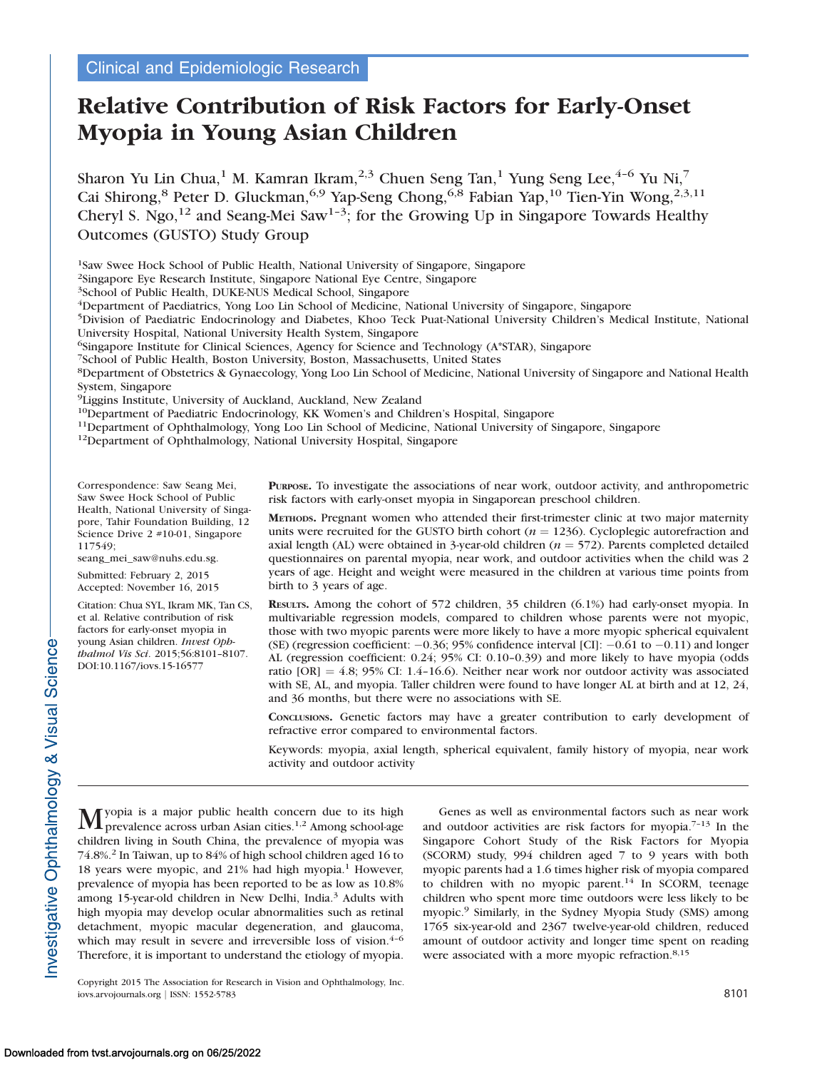Clinical and Epidemiologic Research

# Relative Contribution of Risk Factors for Early-Onset Myopia in Young Asian Children

Sharon Yu Lin Chua,[1] M. Kamran Ikram,[2,3] Chuen Seng Tan,[1] Yung Seng Lee,[4–6] Yu Ni,[7] Cai Shirong,[8] Peter D. Gluckman,[6,9] Yap-Seng Chong,[6,8] Fabian Yap,[10] Tien-Yin Wong,[2,3,11] Cheryl S. Ngo,[12] and Seang-Mei Saw[1–3]; for the Growing Up in Singapore Towards Healthy Outcomes (GUSTO) Study Group

[1]Saw Swee Hock School of Public Health, National University of Singapore, Singapore
[2]Singapore Eye Research Institute, Singapore National Eye Centre, Singapore
[3]School of Public Health, DUKE-NUS Medical School, Singapore
[4]Department of Paediatrics, Yong Loo Lin School of Medicine, National University of Singapore, Singapore
[5]Division of Paediatric Endocrinology and Diabetes, Khoo Teck Puat-National University Children's Medical Institute, National University Hospital, National University Health System, Singapore
[6]Singapore Institute for Clinical Sciences, Agency for Science and Technology (A*STAR), Singapore
[7]School of Public Health, Boston University, Boston, Massachusetts, United States
[8]Department of Obstetrics & Gynaecology, Yong Loo Lin School of Medicine, National University of Singapore and National Health System, Singapore
[9]Liggins Institute, University of Auckland, Auckland, New Zealand
[10]Department of Paediatric Endocrinology, KK Women's and Children's Hospital, Singapore
[11]Department of Ophthalmology, Yong Loo Lin School of Medicine, National University of Singapore, Singapore
[12]Department of Ophthalmology, National University Hospital, Singapore

Correspondence: Saw Seang Mei, Saw Swee Hock School of Public Health, National University of Singapore, Tahir Foundation Building, 12 Science Drive 2 #10-01, Singapore 117549; seang_mei_saw@nuhs.edu.sg.

Submitted: February 2, 2015
Accepted: November 16, 2015

Citation: Chua SYL, Ikram MK, Tan CS, et al. Relative contribution of risk factors for early-onset myopia in young Asian children. *Invest Ophthalmol Vis Sci*. 2015;56:8101–8107. DOI:10.1167/iovs.15-16577

**Purpose.** To investigate the associations of near work, outdoor activity, and anthropometric risk factors with early-onset myopia in Singaporean preschool children.

**Methods.** Pregnant women who attended their first-trimester clinic at two major maternity units were recruited for the GUSTO birth cohort ($n = 1236$). Cycloplegic autorefraction and axial length (AL) were obtained in 3-year-old children ($n = 572$). Parents completed detailed questionnaires on parental myopia, near work, and outdoor activities when the child was 2 years of age. Height and weight were measured in the children at various time points from birth to 3 years of age.

**Results.** Among the cohort of 572 children, 35 children (6.1%) had early-onset myopia. In multivariable regression models, compared to children whose parents were not myopic, those with two myopic parents were more likely to have a more myopic spherical equivalent (SE) (regression coefficient: −0.36; 95% confidence interval [CI]: −0.61 to −0.11) and longer AL (regression coefficient: 0.24; 95% CI: 0.10–0.39) and more likely to have myopia (odds ratio [OR] = 4.8; 95% CI: 1.4–16.6). Neither near work nor outdoor activity was associated with SE, AL, and myopia. Taller children were found to have longer AL at birth and at 12, 24, and 36 months, but there were no associations with SE.

**Conclusions.** Genetic factors may have a greater contribution to early development of refractive error compared to environmental factors.

Keywords: myopia, axial length, spherical equivalent, family history of myopia, near work activity and outdoor activity

Myopia is a major public health concern due to its high prevalence across urban Asian cities.[1,2] Among school-age children living in South China, the prevalence of myopia was 74.8%.[2] In Taiwan, up to 84% of high school children aged 16 to 18 years were myopic, and 21% had high myopia.[1] However, prevalence of myopia has been reported to be as low as 10.8% among 15-year-old children in New Delhi, India.[3] Adults with high myopia may develop ocular abnormalities such as retinal detachment, myopic macular degeneration, and glaucoma, which may result in severe and irreversible loss of vision.[4–6] Therefore, it is important to understand the etiology of myopia.

Genes as well as environmental factors such as near work and outdoor activities are risk factors for myopia.[7–13] In the Singapore Cohort Study of the Risk Factors for Myopia (SCORM) study, 994 children aged 7 to 9 years with both myopic parents had a 1.6 times higher risk of myopia compared to children with no myopic parent.[14] In SCORM, teenage children who spent more time outdoors were less likely to be myopic.[9] Similarly, in the Sydney Myopia Study (SMS) among 1765 six-year-old and 2367 twelve-year-old children, reduced amount of outdoor activity and longer time spent on reading were associated with a more myopic refraction.[8,15]

Copyright 2015 The Association for Research in Vision and Ophthalmology, Inc.
iovs.arvojournals.org | ISSN: 1552-5783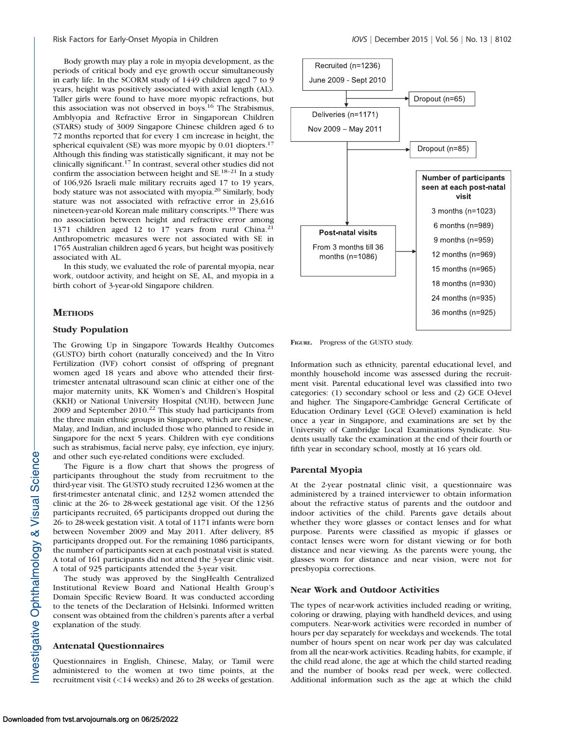Body growth may play a role in myopia development, as the periods of critical body and eye growth occur simultaneously in early life. In the SCORM study of 1449 children aged 7 to 9 years, height was positively associated with axial length (AL). Taller girls were found to have more myopic refractions, but this association was not observed in boys.[16] The Strabismus, Amblyopia and Refractive Error in Singaporean Children (STARS) study of 3009 Singapore Chinese children aged 6 to 72 months reported that for every 1 cm increase in height, the spherical equivalent (SE) was more myopic by 0.01 diopters.[17] Although this finding was statistically significant, it may not be clinically significant.[17] In contrast, several other studies did not confirm the association between height and SE.[18–21] In a study of 106,926 Israeli male military recruits aged 17 to 19 years, body stature was not associated with myopia.[20] Similarly, body stature was not associated with refractive error in 23,616 nineteen-year-old Korean male military conscripts.[19] There was no association between height and refractive error among 1371 children aged 12 to 17 years from rural China.[21] Anthropometric measures were not associated with SE in 1765 Australian children aged 6 years, but height was positively associated with AL.

In this study, we evaluated the role of parental myopia, near work, outdoor activity, and height on SE, AL, and myopia in a birth cohort of 3-year-old Singapore children.

## Methods

### Study Population

The Growing Up in Singapore Towards Healthy Outcomes (GUSTO) birth cohort (naturally conceived) and the In Vitro Fertilization (IVF) cohort consist of offspring of pregnant women aged 18 years and above who attended their first-trimester antenatal ultrasound scan clinic at either one of the major maternity units, KK Women's and Children's Hospital (KKH) or National University Hospital (NUH), between June 2009 and September 2010.[22] This study had participants from the three main ethnic groups in Singapore, which are Chinese, Malay, and Indian, and included those who planned to reside in Singapore for the next 5 years. Children with eye conditions such as strabismus, facial nerve palsy, eye infection, eye injury, and other such eye-related conditions were excluded.

The Figure is a flow chart that shows the progress of participants throughout the study from recruitment to the third-year visit. The GUSTO study recruited 1236 women at the first-trimester antenatal clinic, and 1232 women attended the clinic at the 26- to 28-week gestational age visit. Of the 1236 participants recruited, 65 participants dropped out during the 26- to 28-week gestation visit. A total of 1171 infants were born between November 2009 and May 2011. After delivery, 85 participants dropped out. For the remaining 1086 participants, the number of participants seen at each postnatal visit is stated. A total of 161 participants did not attend the 3-year clinic visit. A total of 925 participants attended the 3-year visit.

The study was approved by the SingHealth Centralized Institutional Review Board and National Health Group's Domain Specific Review Board. It was conducted according to the tenets of the Declaration of Helsinki. Informed written consent was obtained from the children's parents after a verbal explanation of the study.

### Antenatal Questionnaires

Questionnaires in English, Chinese, Malay, or Tamil were administered to the women at two time points, at the recruitment visit (<14 weeks) and 26 to 28 weeks of gestation.

Recruited (n=1236)
June 2009 - Sept 2010

Dropout (n=65)

Deliveries (n=1171)
Nov 2009 – May 2011

Dropout (n=85)

Post-natal visits
From 3 months till 36 months (n=1086)

Number of participants seen at each post-natal visit
3 months (n=1023)
6 months (n=989)
9 months (n=959)
12 months (n=969)
15 months (n=965)
18 months (n=930)
24 months (n=935)
36 months (n=925)

FIGURE. Progress of the GUSTO study.

Information such as ethnicity, parental educational level, and monthly household income was assessed during the recruitment visit. Parental educational level was classified into two categories: (1) secondary school or less and (2) GCE O-level and higher. The Singapore-Cambridge General Certificate of Education Ordinary Level (GCE O-level) examination is held once a year in Singapore, and examinations are set by the University of Cambridge Local Examinations Syndicate. Students usually take the examination at the end of their fourth or fifth year in secondary school, mostly at 16 years old.

### Parental Myopia

At the 2-year postnatal clinic visit, a questionnaire was administered by a trained interviewer to obtain information about the refractive status of parents and the outdoor and indoor activities of the child. Parents gave details about whether they wore glasses or contact lenses and for what purpose. Parents were classified as myopic if glasses or contact lenses were worn for distant viewing or for both distance and near viewing. As the parents were young, the glasses worn for distance and near vision, were not for presbyopia corrections.

### Near Work and Outdoor Activities

The types of near-work activities included reading or writing, coloring or drawing, playing with handheld devices, and using computers. Near-work activities were recorded in number of hours per day separately for weekdays and weekends. The total number of hours spent on near work per day was calculated from all the near-work activities. Reading habits, for example, if the child read alone, the age at which the child started reading and the number of books read per week, were collected. Additional information such as the age at which the child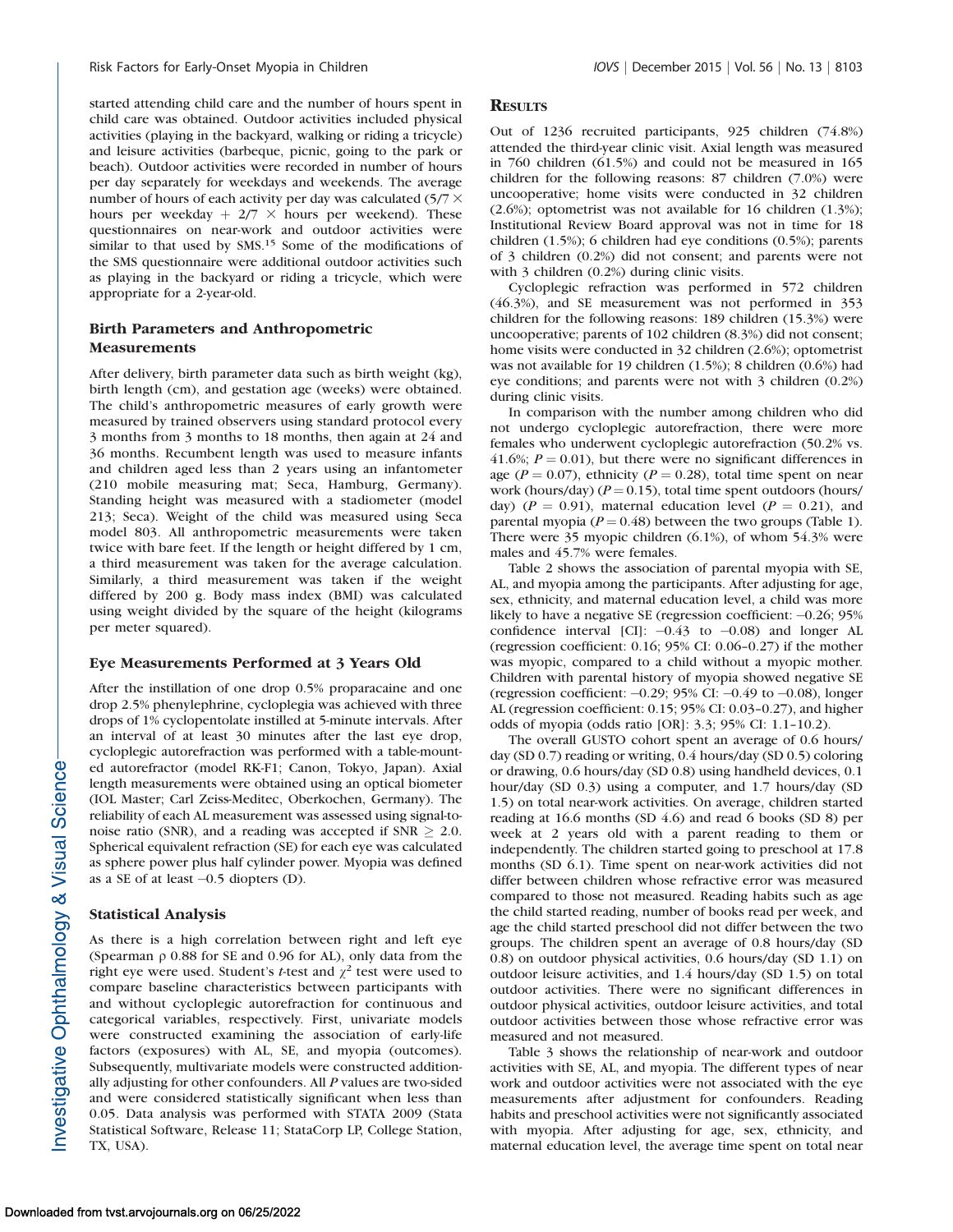started attending child care and the number of hours spent in child care was obtained. Outdoor activities included physical activities (playing in the backyard, walking or riding a tricycle) and leisure activities (barbeque, picnic, going to the park or beach). Outdoor activities were recorded in number of hours per day separately for weekdays and weekends. The average number of hours of each activity per day was calculated ($5/7 \times$ hours per weekday $+ 2/7 \times$ hours per weekend). These questionnaires on near-work and outdoor activities were similar to that used by SMS.[15] Some of the modifications of the SMS questionnaire were additional outdoor activities such as playing in the backyard or riding a tricycle, which were appropriate for a 2-year-old.

### Birth Parameters and Anthropometric Measurements

After delivery, birth parameter data such as birth weight (kg), birth length (cm), and gestation age (weeks) were obtained. The child's anthropometric measures of early growth were measured by trained observers using standard protocol every 3 months from 3 months to 18 months, then again at 24 and 36 months. Recumbent length was used to measure infants and children aged less than 2 years using an infantometer (210 mobile measuring mat; Seca, Hamburg, Germany). Standing height was measured with a stadiometer (model 213; Seca). Weight of the child was measured using Seca model 803. All anthropometric measurements were taken twice with bare feet. If the length or height differed by 1 cm, a third measurement was taken for the average calculation. Similarly, a third measurement was taken if the weight differed by 200 g. Body mass index (BMI) was calculated using weight divided by the square of the height (kilograms per meter squared).

### Eye Measurements Performed at 3 Years Old

After the instillation of one drop 0.5% proparacaine and one drop 2.5% phenylephrine, cycloplegia was achieved with three drops of 1% cyclopentolate instilled at 5-minute intervals. After an interval of at least 30 minutes after the last eye drop, cycloplegic autorefraction was performed with a table-mounted autorefractor (model RK-F1; Canon, Tokyo, Japan). Axial length measurements were obtained using an optical biometer (IOL Master; Carl Zeiss-Meditec, Oberkochen, Germany). The reliability of each AL measurement was assessed using signal-to-noise ratio (SNR), and a reading was accepted if SNR $\geq$ 2.0. Spherical equivalent refraction (SE) for each eye was calculated as sphere power plus half cylinder power. Myopia was defined as a SE of at least −0.5 diopters (D).

### Statistical Analysis

As there is a high correlation between right and left eye (Spearman ρ 0.88 for SE and 0.96 for AL), only data from the right eye were used. Student's *t*-test and $\chi^2$ test were used to compare baseline characteristics between participants with and without cycloplegic autorefraction for continuous and categorical variables, respectively. First, univariate models were constructed examining the association of early-life factors (exposures) with AL, SE, and myopia (outcomes). Subsequently, multivariate models were constructed additionally adjusting for other confounders. All *P* values are two-sided and were considered statistically significant when less than 0.05. Data analysis was performed with STATA 2009 (Stata Statistical Software, Release 11; StataCorp LP, College Station, TX, USA).

## Results

Out of 1236 recruited participants, 925 children (74.8%) attended the third-year clinic visit. Axial length was measured in 760 children (61.5%) and could not be measured in 165 children for the following reasons: 87 children (7.0%) were uncooperative; home visits were conducted in 32 children (2.6%); optometrist was not available for 16 children (1.3%); Institutional Review Board approval was not in time for 18 children (1.5%); 6 children had eye conditions (0.5%); parents of 3 children (0.2%) did not consent; and parents were not with 3 children (0.2%) during clinic visits.

Cycloplegic refraction was performed in 572 children (46.3%), and SE measurement was not performed in 353 children for the following reasons: 189 children (15.3%) were uncooperative; parents of 102 children (8.3%) did not consent; home visits were conducted in 32 children (2.6%); optometrist was not available for 19 children (1.5%); 8 children (0.6%) had eye conditions; and parents were not with 3 children (0.2%) during clinic visits.

In comparison with the number among children who did not undergo cycloplegic autorefraction, there were more females who underwent cycloplegic autorefraction (50.2% vs. 41.6%; $P = 0.01$), but there were no significant differences in age ($P = 0.07$), ethnicity ($P = 0.28$), total time spent on near work (hours/day) ($P = 0.15$), total time spent outdoors (hours/day) ($P = 0.91$), maternal education level ($P = 0.21$), and parental myopia ($P = 0.48$) between the two groups (Table 1). There were 35 myopic children (6.1%), of whom 54.3% were males and 45.7% were females.

Table 2 shows the association of parental myopia with SE, AL, and myopia among the participants. After adjusting for age, sex, ethnicity, and maternal education level, a child was more likely to have a negative SE (regression coefficient: −0.26; 95% confidence interval [CI]: −0.43 to −0.08) and longer AL (regression coefficient: 0.16; 95% CI: 0.06–0.27) if the mother was myopic, compared to a child without a myopic mother. Children with parental history of myopia showed negative SE (regression coefficient: −0.29; 95% CI: −0.49 to −0.08), longer AL (regression coefficient: 0.15; 95% CI: 0.03–0.27), and higher odds of myopia (odds ratio [OR]: 3.3; 95% CI: 1.1–10.2).

The overall GUSTO cohort spent an average of 0.6 hours/day (SD 0.7) reading or writing, 0.4 hours/day (SD 0.5) coloring or drawing, 0.6 hours/day (SD 0.8) using handheld devices, 0.1 hour/day (SD 0.3) using a computer, and 1.7 hours/day (SD 1.5) on total near-work activities. On average, children started reading at 16.6 months (SD 4.6) and read 6 books (SD 8) per week at 2 years old with a parent reading to them or independently. The children started going to preschool at 17.8 months (SD 6.1). Time spent on near-work activities did not differ between children whose refractive error was measured compared to those not measured. Reading habits such as age the child started reading, number of books read per week, and age the child started preschool did not differ between the two groups. The children spent an average of 0.8 hours/day (SD 0.8) on outdoor physical activities, 0.6 hours/day (SD 1.1) on outdoor leisure activities, and 1.4 hours/day (SD 1.5) on total outdoor activities. There were no significant differences in outdoor physical activities, outdoor leisure activities, and total outdoor activities between those whose refractive error was measured and not measured.

Table 3 shows the relationship of near-work and outdoor activities with SE, AL, and myopia. The different types of near work and outdoor activities were not associated with the eye measurements after adjustment for confounders. Reading habits and preschool activities were not significantly associated with myopia. After adjusting for age, sex, ethnicity, and maternal education level, the average time spent on total near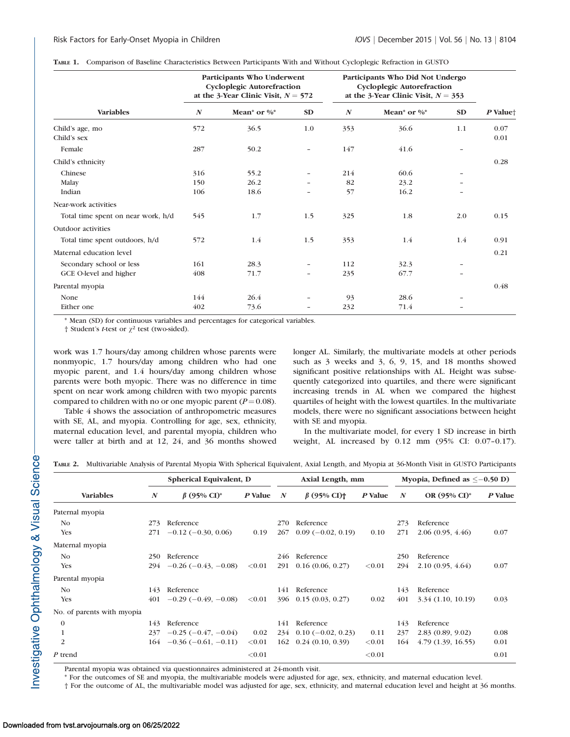**TABLE 1.** Comparison of Baseline Characteristics Between Participants With and Without Cycloplegic Refraction in GUSTO

| Variables | Participants Who Underwent Cycloplegic Autorefraction at the 3-Year Clinic Visit, $N = 572$ | | | Participants Who Did Not Undergo Cycloplegic Autorefraction at the 3-Year Clinic Visit, $N = 353$ | | | |
|---|---|---|---|---|---|---|---|
| | *N* | Mean* or %* | SD | *N* | Mean* or %* | SD | *P* Value† |
| Child's age, mo | 572 | 36.5 | 1.0 | 353 | 36.6 | 1.1 | 0.07 |
| Child's sex | | | | | | | 0.01 |
| Female | 287 | 50.2 | – | 147 | 41.6 | – | |
| Child's ethnicity | | | | | | | 0.28 |
| Chinese | 316 | 55.2 | – | 214 | 60.6 | – | |
| Malay | 150 | 26.2 | – | 82 | 23.2 | – | |
| Indian | 106 | 18.6 | – | 57 | 16.2 | – | |
| Near-work activities | | | | | | | |
| Total time spent on near work, h/d | 545 | 1.7 | 1.5 | 325 | 1.8 | 2.0 | 0.15 |
| Outdoor activities | | | | | | | |
| Total time spent outdoors, h/d | 572 | 1.4 | 1.5 | 353 | 1.4 | 1.4 | 0.91 |
| Maternal education level | | | | | | | 0.21 |
| Secondary school or less | 161 | 28.3 | – | 112 | 32.3 | – | |
| GCE O-level and higher | 408 | 71.7 | – | 235 | 67.7 | – | |
| Parental myopia | | | | | | | 0.48 |
| None | 144 | 26.4 | – | 93 | 28.6 | – | |
| Either one | 402 | 73.6 | – | 232 | 71.4 | – | |

\* Mean (SD) for continuous variables and percentages for categorical variables.

† Student's *t*-test or $\chi^2$ test (two-sided).

work was 1.7 hours/day among children whose parents were nonmyopic, 1.7 hours/day among children who had one myopic parent, and 1.4 hours/day among children whose parents were both myopic. There was no difference in time spent on near work among children with two myopic parents compared to children with no or one myopic parent ($P = 0.08$).

Table 4 shows the association of anthropometric measures with SE, AL, and myopia. Controlling for age, sex, ethnicity, maternal education level, and parental myopia, children who were taller at birth and at 12, 24, and 36 months showed longer AL. Similarly, the multivariate models at other periods such as 3 weeks and 3, 6, 9, 15, and 18 months showed significant positive relationships with AL. Height was subsequently categorized into quartiles, and there were significant increasing trends in AL when we compared the highest quartiles of height with the lowest quartiles. In the multivariate models, there were no significant associations between height with SE and myopia.

In the multivariate model, for every 1 SD increase in birth weight, AL increased by 0.12 mm (95% CI: 0.07–0.17).

**TABLE 2.** Multivariable Analysis of Parental Myopia With Spherical Equivalent, Axial Length, and Myopia at 36-Month Visit in GUSTO Participants

| Variables | Spherical Equivalent, D | | | Axial Length, mm | | | Myopia, Defined as ≤−0.50 D) | | |
|---|---|---|---|---|---|---|---|---|---|
| | *N* | β (95% CI)* | *P* Value | *N* | β (95% CI)† | *P* Value | *N* | OR (95% CI)* | *P* Value |
| Paternal myopia | | | | | | | | | |
| No | 273 | Reference | | 270 | Reference | | 273 | Reference | |
| Yes | 271 | −0.12 (−0.30, 0.06) | 0.19 | 267 | 0.09 (−0.02, 0.19) | 0.10 | 271 | 2.06 (0.95, 4.46) | 0.07 |
| Maternal myopia | | | | | | | | | |
| No | 250 | Reference | | 246 | Reference | | 250 | Reference | |
| Yes | 294 | −0.26 (−0.43, −0.08) | <0.01 | 291 | 0.16 (0.06, 0.27) | <0.01 | 294 | 2.10 (0.95, 4.64) | 0.07 |
| Parental myopia | | | | | | | | | |
| No | 143 | Reference | | 141 | Reference | | 143 | Reference | |
| Yes | 401 | −0.29 (−0.49, −0.08) | <0.01 | 396 | 0.15 (0.03, 0.27) | 0.02 | 401 | 3.34 (1.10, 10.19) | 0.03 |
| No. of parents with myopia | | | | | | | | | |
| 0 | 143 | Reference | | 141 | Reference | | 143 | Reference | |
| 1 | 237 | −0.25 (−0.47, −0.04) | 0.02 | 234 | 0.10 (−0.02, 0.23) | 0.11 | 237 | 2.83 (0.89, 9.02) | 0.08 |
| 2 | 164 | −0.36 (−0.61, −0.11) | <0.01 | 162 | 0.24 (0.10, 0.39) | <0.01 | 164 | 4.79 (1.39, 16.55) | 0.01 |
| *P* trend | | | <0.01 | | | <0.01 | | | 0.01 |

Parental myopia was obtained via questionnaires administered at 24-month visit.

\* For the outcomes of SE and myopia, the multivariable models were adjusted for age, sex, ethnicity, and maternal education level.

† For the outcome of AL, the multivariable model was adjusted for age, sex, ethnicity, and maternal education level and height at 36 months.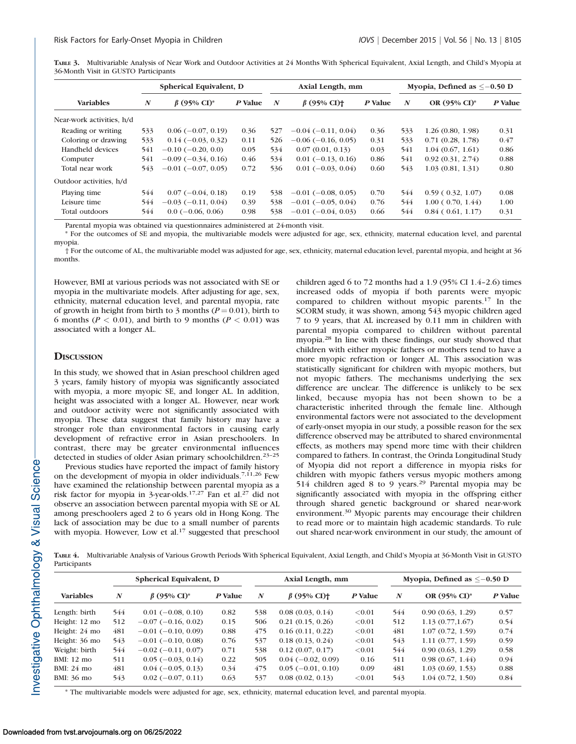**Table 3.** Multivariable Analysis of Near Work and Outdoor Activities at 24 Months With Spherical Equivalent, Axial Length, and Child's Myopia at 36-Month Visit in GUSTO Participants

| Variables | Spherical Equivalent, D | | | Axial Length, mm | | | Myopia, Defined as ≤−0.50 D | | |
|---|---|---|---|---|---|---|---|---|---|
| | *N* | β (95% CI)* | *P* Value | *N* | β (95% CI)† | *P* Value | *N* | OR (95% CI)* | *P* Value |
| Near-work activities, h/d | | | | | | | | | |
| Reading or writing | 533 | 0.06 (−0.07, 0.19) | 0.36 | 527 | −0.04 (−0.11, 0.04) | 0.36 | 533 | 1.26 (0.80, 1.98) | 0.31 |
| Coloring or drawing | 533 | 0.14 (−0.03, 0.32) | 0.11 | 526 | −0.06 (−0.16, 0.05) | 0.31 | 533 | 0.71 (0.28, 1.78) | 0.47 |
| Handheld devices | 541 | −0.10 (−0.20, 0.0) | 0.05 | 534 | 0.07 (0.01, 0.13) | 0.03 | 541 | 1.04 (0.67, 1.61) | 0.86 |
| Computer | 541 | −0.09 (−0.34, 0.16) | 0.46 | 534 | 0.01 (−0.13, 0.16) | 0.86 | 541 | 0.92 (0.31, 2.74) | 0.88 |
| Total near work | 543 | −0.01 (−0.07, 0.05) | 0.72 | 536 | 0.01 (−0.03, 0.04) | 0.60 | 543 | 1.03 (0.81, 1.31) | 0.80 |
| Outdoor activities, h/d | | | | | | | | | |
| Playing time | 544 | 0.07 (−0.04, 0.18) | 0.19 | 538 | −0.01 (−0.08, 0.05) | 0.70 | 544 | 0.59 ( 0.32, 1.07) | 0.08 |
| Leisure time | 544 | −0.03 (−0.11, 0.04) | 0.39 | 538 | −0.01 (−0.05, 0.04) | 0.76 | 544 | 1.00 ( 0.70, 1.44) | 1.00 |
| Total outdoors | 544 | 0.0 (−0.06, 0.06) | 0.98 | 538 | −0.01 (−0.04, 0.03) | 0.66 | 544 | 0.84 ( 0.61, 1.17) | 0.31 |

Parental myopia was obtained via questionnaires administered at 24-month visit.

\* For the outcomes of SE and myopia, the multivariable models were adjusted for age, sex, ethnicity, maternal education level, and parental myopia.

† For the outcome of AL, the multivariable model was adjusted for age, sex, ethnicity, maternal education level, parental myopia, and height at 36 months.

However, BMI at various periods was not associated with SE or myopia in the multivariate models. After adjusting for age, sex, ethnicity, maternal education level, and parental myopia, rate of growth in height from birth to 3 months ($P = 0.01$), birth to 6 months ($P < 0.01$), and birth to 9 months ($P < 0.01$) was associated with a longer AL.

## Discussion

In this study, we showed that in Asian preschool children aged 3 years, family history of myopia was significantly associated with myopia, a more myopic SE, and longer AL. In addition, height was associated with a longer AL. However, near work and outdoor activity were not significantly associated with myopia. These data suggest that family history may have a stronger role than environmental factors in causing early development of refractive error in Asian preschoolers. In contrast, there may be greater environmental influences detected in studies of older Asian primary schoolchildren.[23–25]

Previous studies have reported the impact of family history on the development of myopia in older individuals.[7,11,26] Few have examined the relationship between parental myopia as a risk factor for myopia in 3-year-olds.[17,27] Fan et al.[27] did not observe an association between parental myopia with SE or AL among preschoolers aged 2 to 6 years old in Hong Kong. The lack of association may be due to a small number of parents with myopia. However, Low et al.[17] suggested that preschool children aged 6 to 72 months had a 1.9 (95% CI 1.4–2.6) times increased odds of myopia if both parents were myopic compared to children without myopic parents.[17] In the SCORM study, it was shown, among 543 myopic children aged 7 to 9 years, that AL increased by 0.11 mm in children with parental myopia compared to children without parental myopia.[28] In line with these findings, our study showed that children with either myopic fathers or mothers tend to have a more myopic refraction or longer AL. This association was statistically significant for children with myopic mothers, but not myopic fathers. The mechanisms underlying the sex difference are unclear. The difference is unlikely to be sex linked, because myopia has not been shown to be a characteristic inherited through the female line. Although environmental factors were not associated to the development of early-onset myopia in our study, a possible reason for the sex difference observed may be attributed to shared environmental effects, as mothers may spend more time with their children compared to fathers. In contrast, the Orinda Longitudinal Study of Myopia did not report a difference in myopia risks for children with myopic fathers versus myopic mothers among 514 children aged 8 to 9 years.[29] Parental myopia may be significantly associated with myopia in the offspring either through shared genetic background or shared near-work environment.[30] Myopic parents may encourage their children to read more or to maintain high academic standards. To rule out shared near-work environment in our study, the amount of

**Table 4.** Multivariable Analysis of Various Growth Periods With Spherical Equivalent, Axial Length, and Child's Myopia at 36-Month Visit in GUSTO Participants

| Variables | Spherical Equivalent, D | | | Axial Length, mm | | | Myopia, Defined as ≤−0.50 D | | |
|---|---|---|---|---|---|---|---|---|---|
| | *N* | β (95% CI)* | *P* Value | *N* | β (95% CI)† | *P* Value | *N* | OR (95% CI)* | *P* Value |
| Length: birth | 544 | 0.01 (−0.08, 0.10) | 0.82 | 538 | 0.08 (0.03, 0.14) | <0.01 | 544 | 0.90 (0.63, 1.29) | 0.57 |
| Height: 12 mo | 512 | −0.07 (−0.16, 0.02) | 0.15 | 506 | 0.21 (0.15, 0.26) | <0.01 | 512 | 1.13 (0.77,1.67) | 0.54 |
| Height: 24 mo | 481 | −0.01 (−0.10, 0.09) | 0.88 | 475 | 0.16 (0.11, 0.22) | <0.01 | 481 | 1.07 (0.72, 1.59) | 0.74 |
| Height: 36 mo | 543 | −0.01 (−0.10, 0.08) | 0.76 | 537 | 0.18 (0.13, 0.24) | <0.01 | 543 | 1.11 (0.77, 1.59) | 0.59 |
| Weight: birth | 544 | −0.02 (−0.11, 0.07) | 0.71 | 538 | 0.12 (0.07, 0.17) | <0.01 | 544 | 0.90 (0.63, 1.29) | 0.58 |
| BMI: 12 mo | 511 | 0.05 (−0.03, 0.14) | 0.22 | 505 | 0.04 (−0.02, 0.09) | 0.16 | 511 | 0.98 (0.67, 1.44) | 0.94 |
| BMI: 24 mo | 481 | 0.04 (−0.05, 0.13) | 0.34 | 475 | 0.05 (−0.01, 0.10) | 0.09 | 481 | 1.03 (0.69, 1.53) | 0.88 |
| BMI: 36 mo | 543 | 0.02 (−0.07, 0.11) | 0.63 | 537 | 0.08 (0.02, 0.13) | <0.01 | 543 | 1.04 (0.72, 1.50) | 0.84 |

\* The multivariable models were adjusted for age, sex, ethnicity, maternal education level, and parental myopia.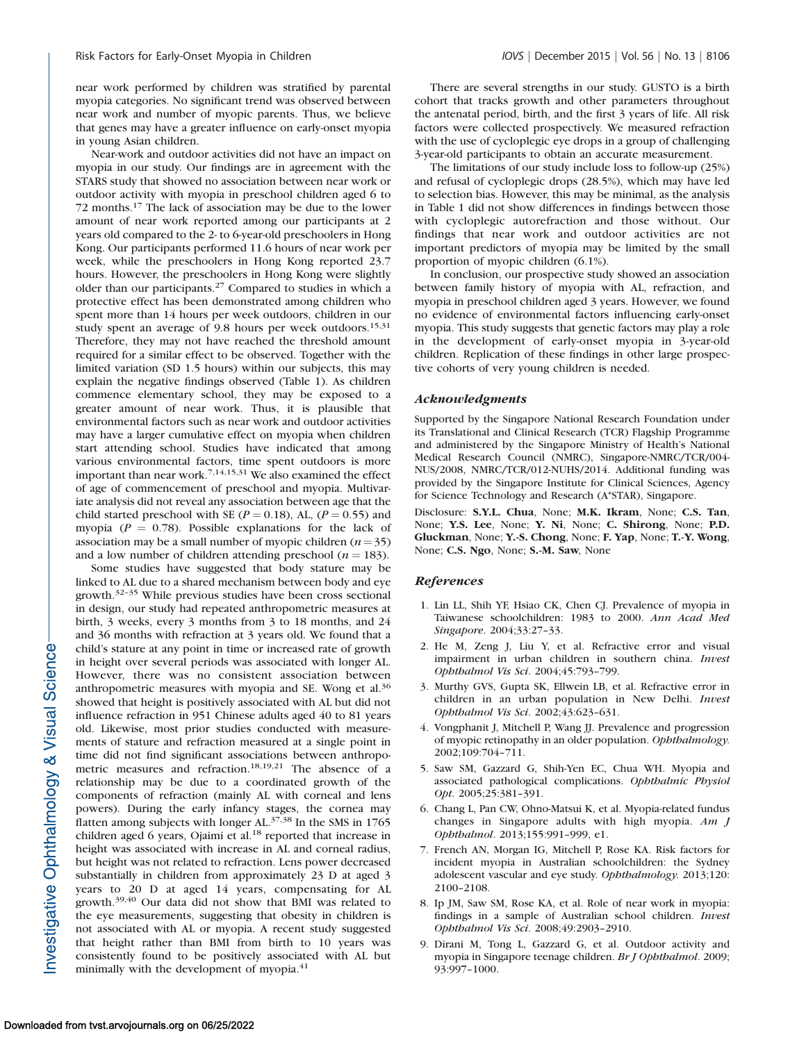near work performed by children was stratified by parental myopia categories. No significant trend was observed between near work and number of myopic parents. Thus, we believe that genes may have a greater influence on early-onset myopia in young Asian children.

Near-work and outdoor activities did not have an impact on myopia in our study. Our findings are in agreement with the STARS study that showed no association between near work or outdoor activity with myopia in preschool children aged 6 to 72 months.[17] The lack of association may be due to the lower amount of near work reported among our participants at 2 years old compared to the 2- to 6-year-old preschoolers in Hong Kong. Our participants performed 11.6 hours of near work per week, while the preschoolers in Hong Kong reported 23.7 hours. However, the preschoolers in Hong Kong were slightly older than our participants.[27] Compared to studies in which a protective effect has been demonstrated among children who spent more than 14 hours per week outdoors, children in our study spent an average of 9.8 hours per week outdoors.[15,31] Therefore, they may not have reached the threshold amount required for a similar effect to be observed. Together with the limited variation (SD 1.5 hours) within our subjects, this may explain the negative findings observed (Table 1). As children commence elementary school, they may be exposed to a greater amount of near work. Thus, it is plausible that environmental factors such as near work and outdoor activities may have a larger cumulative effect on myopia when children start attending school. Studies have indicated that among various environmental factors, time spent outdoors is more important than near work.[7,14,15,31] We also examined the effect of age of commencement of preschool and myopia. Multivariate analysis did not reveal any association between age that the child started preschool with SE ($P = 0.18$), AL, ($P = 0.55$) and myopia ($P = 0.78$). Possible explanations for the lack of association may be a small number of myopic children ($n = 35$) and a low number of children attending preschool ($n = 183$).

Some studies have suggested that body stature may be linked to AL due to a shared mechanism between body and eye growth.[32–35] While previous studies have been cross sectional in design, our study had repeated anthropometric measures at birth, 3 weeks, every 3 months from 3 to 18 months, and 24 and 36 months with refraction at 3 years old. We found that a child's stature at any point in time or increased rate of growth in height over several periods was associated with longer AL. However, there was no consistent association between anthropometric measures with myopia and SE. Wong et al.[36] showed that height is positively associated with AL but did not influence refraction in 951 Chinese adults aged 40 to 81 years old. Likewise, most prior studies conducted with measurements of stature and refraction measured at a single point in time did not find significant associations between anthropometric measures and refraction.[18,19,21] The absence of a relationship may be due to a coordinated growth of the components of refraction (mainly AL with corneal and lens powers). During the early infancy stages, the cornea may flatten among subjects with longer AL.[37,38] In the SMS in 1765 children aged 6 years, Ojaimi et al.[18] reported that increase in height was associated with increase in AL and corneal radius, but height was not related to refraction. Lens power decreased substantially in children from approximately 23 D at aged 3 years to 20 D at aged 14 years, compensating for AL growth.[39,40] Our data did not show that BMI was related to the eye measurements, suggesting that obesity in children is not associated with AL or myopia. A recent study suggested that height rather than BMI from birth to 10 years was consistently found to be positively associated with AL but minimally with the development of myopia.[41]

There are several strengths in our study. GUSTO is a birth cohort that tracks growth and other parameters throughout the antenatal period, birth, and the first 3 years of life. All risk factors were collected prospectively. We measured refraction with the use of cycloplegic eye drops in a group of challenging 3-year-old participants to obtain an accurate measurement.

The limitations of our study include loss to follow-up (25%) and refusal of cycloplegic drops (28.5%), which may have led to selection bias. However, this may be minimal, as the analysis in Table 1 did not show differences in findings between those with cycloplegic autorefraction and those without. Our findings that near work and outdoor activities are not important predictors of myopia may be limited by the small proportion of myopic children (6.1%).

In conclusion, our prospective study showed an association between family history of myopia with AL, refraction, and myopia in preschool children aged 3 years. However, we found no evidence of environmental factors influencing early-onset myopia. This study suggests that genetic factors may play a role in the development of early-onset myopia in 3-year-old children. Replication of these findings in other large prospective cohorts of very young children is needed.

## *Acknowledgments*

Supported by the Singapore National Research Foundation under its Translational and Clinical Research (TCR) Flagship Programme and administered by the Singapore Ministry of Health's National Medical Research Council (NMRC), Singapore-NMRC/TCR/004-NUS/2008, NMRC/TCR/012-NUHS/2014. Additional funding was provided by the Singapore Institute for Clinical Sciences, Agency for Science Technology and Research (A*STAR), Singapore.

Disclosure: **S.Y.L. Chua**, None; **M.K. Ikram**, None; **C.S. Tan**, None; **Y.S. Lee**, None; **Y. Ni**, None; **C. Shirong**, None; **P.D. Gluckman**, None; **Y.-S. Chong**, None; **F. Yap**, None; **T.-Y. Wong**, None; **C.S. Ngo**, None; **S.-M. Saw**, None

## *References*

1. Lin LL, Shih YF, Hsiao CK, Chen CJ. Prevalence of myopia in Taiwanese schoolchildren: 1983 to 2000. *Ann Acad Med Singapore*. 2004;33:27–33.
2. He M, Zeng J, Liu Y, et al. Refractive error and visual impairment in urban children in southern china. *Invest Ophthalmol Vis Sci*. 2004;45:793–799.
3. Murthy GVS, Gupta SK, Ellwein LB, et al. Refractive error in children in an urban population in New Delhi. *Invest Ophthalmol Vis Sci*. 2002;43:623–631.
4. Vongphanit J, Mitchell P, Wang JJ. Prevalence and progression of myopic retinopathy in an older population. *Ophthalmology*. 2002;109:704–711.
5. Saw SM, Gazzard G, Shih-Yen EC, Chua WH. Myopia and associated pathological complications. *Ophthalmic Physiol Opt*. 2005;25:381–391.
6. Chang L, Pan CW, Ohno-Matsui K, et al. Myopia-related fundus changes in Singapore adults with high myopia. *Am J Ophthalmol*. 2013;155:991–999, e1.
7. French AN, Morgan IG, Mitchell P, Rose KA. Risk factors for incident myopia in Australian schoolchildren: the Sydney adolescent vascular and eye study. *Ophthalmology*. 2013;120: 2100–2108.
8. Ip JM, Saw SM, Rose KA, et al. Role of near work in myopia: findings in a sample of Australian school children. *Invest Ophthalmol Vis Sci*. 2008;49:2903–2910.
9. Dirani M, Tong L, Gazzard G, et al. Outdoor activity and myopia in Singapore teenage children. *Br J Ophthalmol*. 2009; 93:997–1000.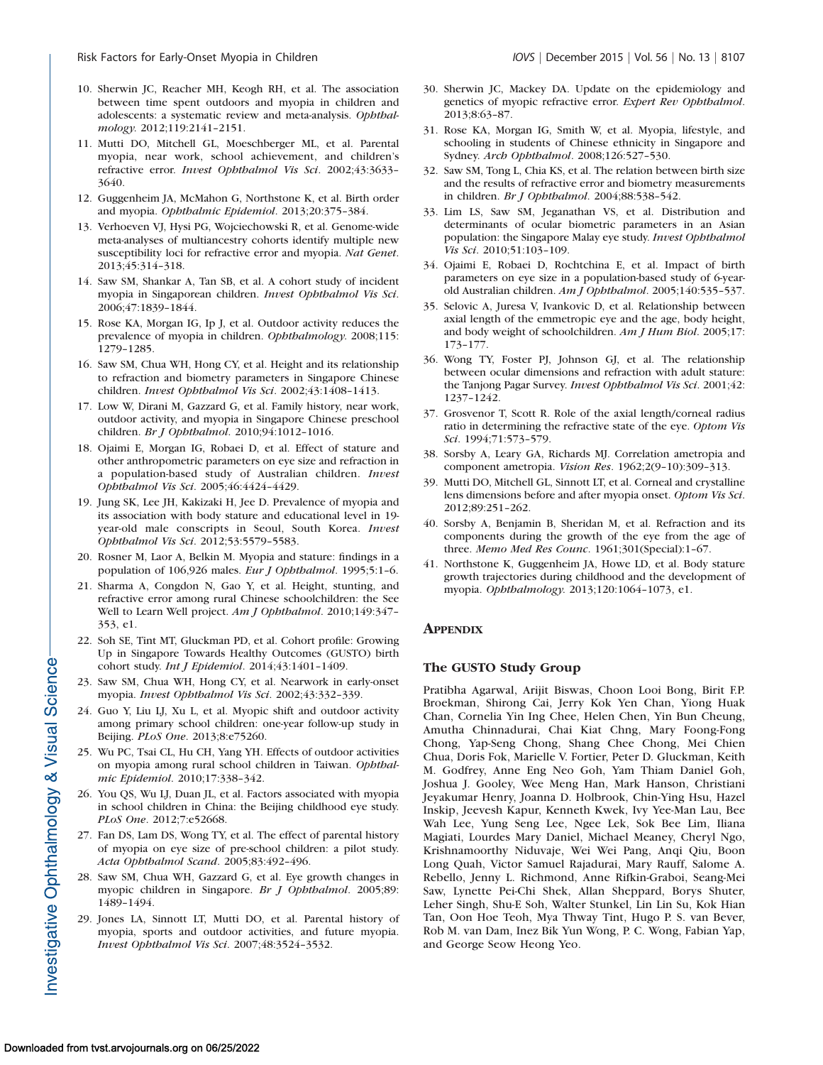10. Sherwin JC, Reacher MH, Keogh RH, et al. The association between time spent outdoors and myopia in children and adolescents: a systematic review and meta-analysis. *Ophthalmology.* 2012;119:2141–2151.
11. Mutti DO, Mitchell GL, Moeschberger ML, et al. Parental myopia, near work, school achievement, and children's refractive error. *Invest Ophthalmol Vis Sci*. 2002;43:3633–3640.
12. Guggenheim JA, McMahon G, Northstone K, et al. Birth order and myopia. *Ophthalmic Epidemiol*. 2013;20:375–384.
13. Verhoeven VJ, Hysi PG, Wojciechowski R, et al. Genome-wide meta-analyses of multiancestry cohorts identify multiple new susceptibility loci for refractive error and myopia. *Nat Genet*. 2013;45:314–318.
14. Saw SM, Shankar A, Tan SB, et al. A cohort study of incident myopia in Singaporean children. *Invest Ophthalmol Vis Sci*. 2006;47:1839–1844.
15. Rose KA, Morgan IG, Ip J, et al. Outdoor activity reduces the prevalence of myopia in children. *Ophthalmology.* 2008;115:1279–1285.
16. Saw SM, Chua WH, Hong CY, et al. Height and its relationship to refraction and biometry parameters in Singapore Chinese children. *Invest Ophthalmol Vis Sci*. 2002;43:1408–1413.
17. Low W, Dirani M, Gazzard G, et al. Family history, near work, outdoor activity, and myopia in Singapore Chinese preschool children. *Br J Ophthalmol*. 2010;94:1012–1016.
18. Ojaimi E, Morgan IG, Robaei D, et al. Effect of stature and other anthropometric parameters on eye size and refraction in a population-based study of Australian children. *Invest Ophthalmol Vis Sci*. 2005;46:4424–4429.
19. Jung SK, Lee JH, Kakizaki H, Jee D. Prevalence of myopia and its association with body stature and educational level in 19-year-old male conscripts in Seoul, South Korea. *Invest Ophthalmol Vis Sci*. 2012;53:5579–5583.
20. Rosner M, Laor A, Belkin M. Myopia and stature: findings in a population of 106,926 males. *Eur J Ophthalmol*. 1995;5:1–6.
21. Sharma A, Congdon N, Gao Y, et al. Height, stunting, and refractive error among rural Chinese schoolchildren: the See Well to Learn Well project. *Am J Ophthalmol*. 2010;149:347–353, e1.
22. Soh SE, Tint MT, Gluckman PD, et al. Cohort profile: Growing Up in Singapore Towards Healthy Outcomes (GUSTO) birth cohort study. *Int J Epidemiol*. 2014;43:1401–1409.
23. Saw SM, Chua WH, Hong CY, et al. Nearwork in early-onset myopia. *Invest Ophthalmol Vis Sci*. 2002;43:332–339.
24. Guo Y, Liu LJ, Xu L, et al. Myopic shift and outdoor activity among primary school children: one-year follow-up study in Beijing. *PLoS One*. 2013;8:e75260.
25. Wu PC, Tsai CL, Hu CH, Yang YH. Effects of outdoor activities on myopia among rural school children in Taiwan. *Ophthalmic Epidemiol*. 2010;17:338–342.
26. You QS, Wu LJ, Duan JL, et al. Factors associated with myopia in school children in China: the Beijing childhood eye study. *PLoS One*. 2012;7:e52668.
27. Fan DS, Lam DS, Wong TY, et al. The effect of parental history of myopia on eye size of pre-school children: a pilot study. *Acta Ophthalmol Scand*. 2005;83:492–496.
28. Saw SM, Chua WH, Gazzard G, et al. Eye growth changes in myopic children in Singapore. *Br J Ophthalmol*. 2005;89:1489–1494.
29. Jones LA, Sinnott LT, Mutti DO, et al. Parental history of myopia, sports and outdoor activities, and future myopia. *Invest Ophthalmol Vis Sci*. 2007;48:3524–3532.
30. Sherwin JC, Mackey DA. Update on the epidemiology and genetics of myopic refractive error. *Expert Rev Ophthalmol*. 2013;8:63–87.
31. Rose KA, Morgan IG, Smith W, et al. Myopia, lifestyle, and schooling in students of Chinese ethnicity in Singapore and Sydney. *Arch Ophthalmol*. 2008;126:527–530.
32. Saw SM, Tong L, Chia KS, et al. The relation between birth size and the results of refractive error and biometry measurements in children. *Br J Ophthalmol*. 2004;88:538–542.
33. Lim LS, Saw SM, Jeganathan VS, et al. Distribution and determinants of ocular biometric parameters in an Asian population: the Singapore Malay eye study. *Invest Ophthalmol Vis Sci*. 2010;51:103–109.
34. Ojaimi E, Robaei D, Rochtchina E, et al. Impact of birth parameters on eye size in a population-based study of 6-year-old Australian children. *Am J Ophthalmol*. 2005;140:535–537.
35. Selovic A, Juresa V, Ivankovic D, et al. Relationship between axial length of the emmetropic eye and the age, body height, and body weight of schoolchildren. *Am J Hum Biol*. 2005;17:173–177.
36. Wong TY, Foster PJ, Johnson GJ, et al. The relationship between ocular dimensions and refraction with adult stature: the Tanjong Pagar Survey. *Invest Ophthalmol Vis Sci*. 2001;42:1237–1242.
37. Grosvenor T, Scott R. Role of the axial length/corneal radius ratio in determining the refractive state of the eye. *Optom Vis Sci*. 1994;71:573–579.
38. Sorsby A, Leary GA, Richards MJ. Correlation ametropia and component ametropia. *Vision Res*. 1962;2(9–10):309–313.
39. Mutti DO, Mitchell GL, Sinnott LT, et al. Corneal and crystalline lens dimensions before and after myopia onset. *Optom Vis Sci*. 2012;89:251–262.
40. Sorsby A, Benjamin B, Sheridan M, et al. Refraction and its components during the growth of the eye from the age of three. *Memo Med Res Counc*. 1961;301(Special):1–67.
41. Northstone K, Guggenheim JA, Howe LD, et al. Body stature growth trajectories during childhood and the development of myopia. *Ophthalmology.* 2013;120:1064–1073, e1.

## Appendix

### The GUSTO Study Group

Pratibha Agarwal, Arijit Biswas, Choon Looi Bong, Birit F.P. Broekman, Shirong Cai, Jerry Kok Yen Chan, Yiong Huak Chan, Cornelia Yin Ing Chee, Helen Chen, Yin Bun Cheung, Amutha Chinnadurai, Chai Kiat Chng, Mary Foong-Fong Chong, Yap-Seng Chong, Shang Chee Chong, Mei Chien Chua, Doris Fok, Marielle V. Fortier, Peter D. Gluckman, Keith M. Godfrey, Anne Eng Neo Goh, Yam Thiam Daniel Goh, Joshua J. Gooley, Wee Meng Han, Mark Hanson, Christiani Jeyakumar Henry, Joanna D. Holbrook, Chin-Ying Hsu, Hazel Inskip, Jeevesh Kapur, Kenneth Kwek, Ivy Yee-Man Lau, Bee Wah Lee, Yung Seng Lee, Ngee Lek, Sok Bee Lim, Iliana Magiati, Lourdes Mary Daniel, Michael Meaney, Cheryl Ngo, Krishnamoorthy Niduvaje, Wei Wei Pang, Anqi Qiu, Boon Long Quah, Victor Samuel Rajadurai, Mary Rauff, Salome A. Rebello, Jenny L. Richmond, Anne Rifkin-Graboi, Seang-Mei Saw, Lynette Pei-Chi Shek, Allan Sheppard, Borys Shuter, Leher Singh, Shu-E Soh, Walter Stunkel, Lin Lin Su, Kok Hian Tan, Oon Hoe Teoh, Mya Thway Tint, Hugo P. S. van Bever, Rob M. van Dam, Inez Bik Yun Wong, P. C. Wong, Fabian Yap, and George Seow Heong Yeo.